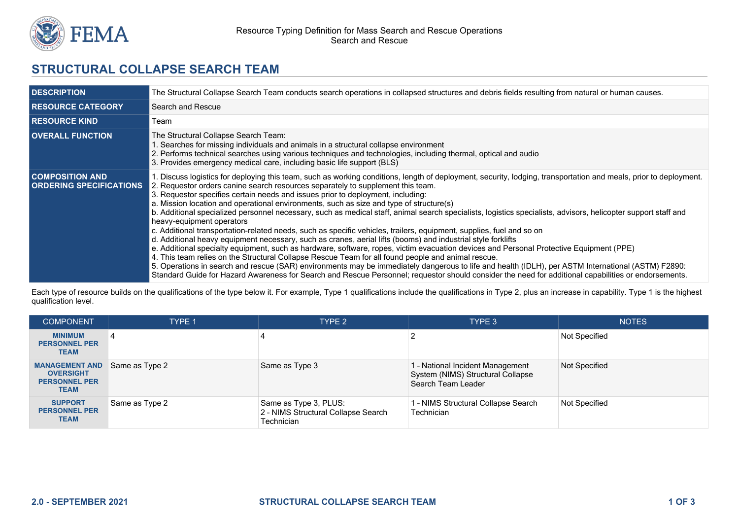Resource Typing Definition for Mass Search and Rescue Operations
Search and Rescue

# STRUCTURAL COLLAPSE SEARCH TEAM

| | |
|---|---|
| **DESCRIPTION** | The Structural Collapse Search Team conducts search operations in collapsed structures and debris fields resulting from natural or human causes. |
| **RESOURCE CATEGORY** | Search and Rescue |
| **RESOURCE KIND** | Team |
| **OVERALL FUNCTION** | The Structural Collapse Search Team:<br>1. Searches for missing individuals and animals in a structural collapse environment<br>2. Performs technical searches using various techniques and technologies, including thermal, optical and audio<br>3. Provides emergency medical care, including basic life support (BLS) |
| **COMPOSITION AND ORDERING SPECIFICATIONS** | 1. Discuss logistics for deploying this team, such as working conditions, length of deployment, security, lodging, transportation and meals, prior to deployment.<br>2. Requestor orders canine search resources separately to supplement this team.<br>3. Requestor specifies certain needs and issues prior to deployment, including:<br>a. Mission location and operational environments, such as size and type of structure(s)<br>b. Additional specialized personnel necessary, such as medical staff, animal search specialists, logistics specialists, advisors, helicopter support staff and heavy-equipment operators<br>c. Additional transportation-related needs, such as specific vehicles, trailers, equipment, supplies, fuel and so on<br>d. Additional heavy equipment necessary, such as cranes, aerial lifts (booms) and industrial style forklifts<br>e. Additional specialty equipment, such as hardware, software, ropes, victim evacuation devices and Personal Protective Equipment (PPE)<br>4. This team relies on the Structural Collapse Rescue Team for all found people and animal rescue.<br>5. Operations in search and rescue (SAR) environments may be immediately dangerous to life and health (IDLH), per ASTM International (ASTM) F2890: Standard Guide for Hazard Awareness for Search and Rescue Personnel; requestor should consider the need for additional capabilities or endorsements. |

Each type of resource builds on the qualifications of the type below it. For example, Type 1 qualifications include the qualifications in Type 2, plus an increase in capability. Type 1 is the highest qualification level.

| COMPONENT | TYPE 1 | TYPE 2 | TYPE 3 | NOTES |
|---|---|---|---|---|
| **MINIMUM PERSONNEL PER TEAM** | 4 | 4 | 2 | Not Specified |
| **MANAGEMENT AND OVERSIGHT PERSONNEL PER TEAM** | Same as Type 2 | Same as Type 3 | 1 - National Incident Management System (NIMS) Structural Collapse Search Team Leader | Not Specified |
| **SUPPORT PERSONNEL PER TEAM** | Same as Type 2 | Same as Type 3, PLUS:<br>2 - NIMS Structural Collapse Search Technician | 1 - NIMS Structural Collapse Search Technician | Not Specified |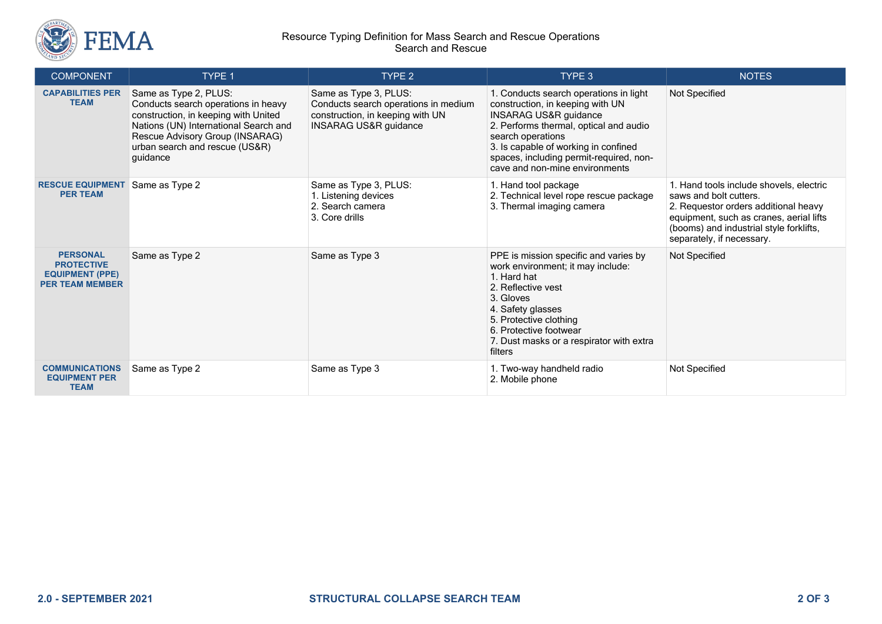| COMPONENT | TYPE 1 | TYPE 2 | TYPE 3 | NOTES |
|---|---|---|---|---|
| **CAPABILITIES PER TEAM** | Same as Type 2, PLUS: Conducts search operations in heavy construction, in keeping with United Nations (UN) International Search and Rescue Advisory Group (INSARAG) urban search and rescue (US&R) guidance | Same as Type 3, PLUS: Conducts search operations in medium construction, in keeping with UN INSARAG US&R guidance | 1. Conducts search operations in light construction, in keeping with UN INSARAG US&R guidance<br>2. Performs thermal, optical and audio search operations<br>3. Is capable of working in confined spaces, including permit-required, non-cave and non-mine environments | Not Specified |
| **RESCUE EQUIPMENT PER TEAM** | Same as Type 2 | Same as Type 3, PLUS:<br>1. Listening devices<br>2. Search camera<br>3. Core drills | 1. Hand tool package<br>2. Technical level rope rescue package<br>3. Thermal imaging camera | 1. Hand tools include shovels, electric saws and bolt cutters.<br>2. Requestor orders additional heavy equipment, such as cranes, aerial lifts (booms) and industrial style forklifts, separately, if necessary. |
| **PERSONAL PROTECTIVE EQUIPMENT (PPE) PER TEAM MEMBER** | Same as Type 2 | Same as Type 3 | PPE is mission specific and varies by work environment; it may include:<br>1. Hard hat<br>2. Reflective vest<br>3. Gloves<br>4. Safety glasses<br>5. Protective clothing<br>6. Protective footwear<br>7. Dust masks or a respirator with extra filters | Not Specified |
| **COMMUNICATIONS EQUIPMENT PER TEAM** | Same as Type 2 | Same as Type 3 | 1. Two-way handheld radio<br>2. Mobile phone | Not Specified |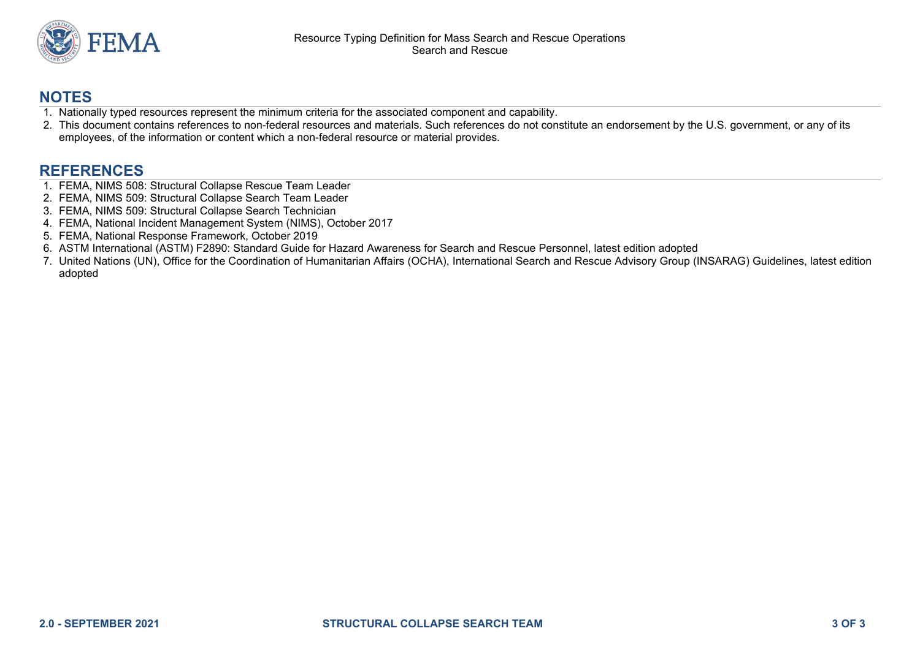## NOTES

1. Nationally typed resources represent the minimum criteria for the associated component and capability.
2. This document contains references to non-federal resources and materials. Such references do not constitute an endorsement by the U.S. government, or any of its employees, of the information or content which a non-federal resource or material provides.

## REFERENCES

1. FEMA, NIMS 508: Structural Collapse Rescue Team Leader
2. FEMA, NIMS 509: Structural Collapse Search Team Leader
3. FEMA, NIMS 509: Structural Collapse Search Technician
4. FEMA, National Incident Management System (NIMS), October 2017
5. FEMA, National Response Framework, October 2019
6. ASTM International (ASTM) F2890: Standard Guide for Hazard Awareness for Search and Rescue Personnel, latest edition adopted
7. United Nations (UN), Office for the Coordination of Humanitarian Affairs (OCHA), International Search and Rescue Advisory Group (INSARAG) Guidelines, latest edition adopted